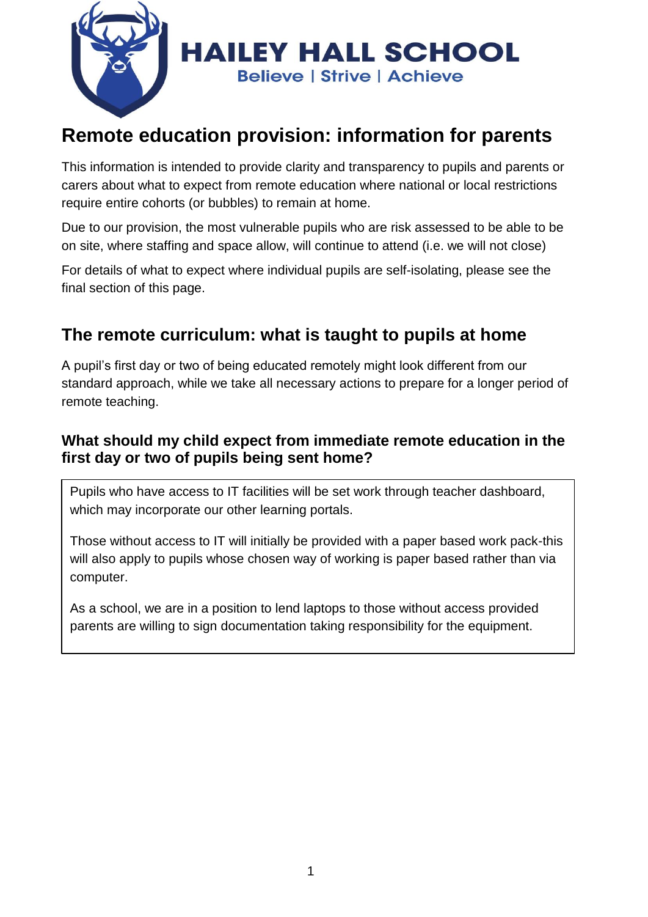HAILEY HALL SCHOOL

Believe | Strive | Achieve

# Remote education provision: information for parents

This information is intended to provide clarity and transparency to pupils and parents or carers about what to expect from remote education where national or local restrictions require entire cohorts (or bubbles) to remain at home.

Due to our provision, the most vulnerable pupils who are risk assessed to be able to be on site, where staffing and space allow, will continue to attend (i.e. we will not close)

For details of what to expect where individual pupils are self-isolating, please see the final section of this page.

## The remote curriculum: what is taught to pupils at home

A pupil's first day or two of being educated remotely might look different from our standard approach, while we take all necessary actions to prepare for a longer period of remote teaching.

### What should my child expect from immediate remote education in the first day or two of pupils being sent home?

Pupils who have access to IT facilities will be set work through teacher dashboard, which may incorporate our other learning portals.

Those without access to IT will initially be provided with a paper based work pack-this will also apply to pupils whose chosen way of working is paper based rather than via computer.

As a school, we are in a position to lend laptops to those without access provided parents are willing to sign documentation taking responsibility for the equipment.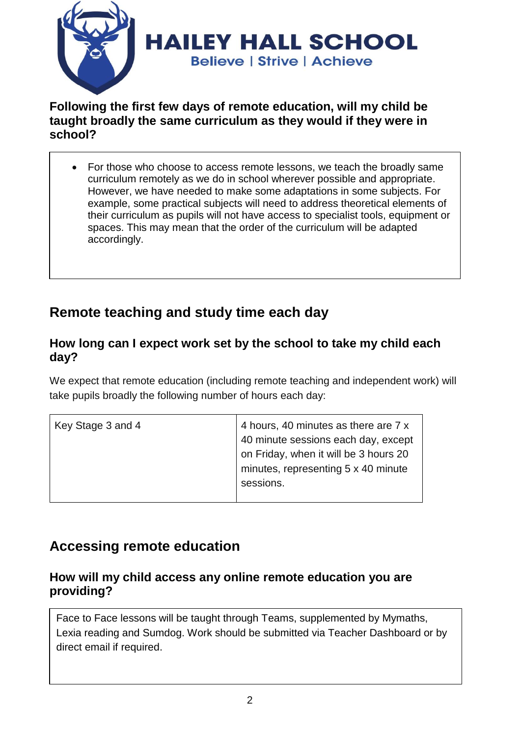### Following the first few days of remote education, will my child be taught broadly the same curriculum as they would if they were in school?

- For those who choose to access remote lessons, we teach the broadly same curriculum remotely as we do in school wherever possible and appropriate. However, we have needed to make some adaptations in some subjects. For example, some practical subjects will need to address theoretical elements of their curriculum as pupils will not have access to specialist tools, equipment or spaces. This may mean that the order of the curriculum will be adapted accordingly.

## Remote teaching and study time each day

### How long can I expect work set by the school to take my child each day?

We expect that remote education (including remote teaching and independent work) will take pupils broadly the following number of hours each day:

| Key Stage 3 and 4 | 4 hours, 40 minutes as there are 7 x 40 minute sessions each day, except on Friday, when it will be 3 hours 20 minutes, representing 5 x 40 minute sessions. |
| --- | --- |

## Accessing remote education

### How will my child access any online remote education you are providing?

Face to Face lessons will be taught through Teams, supplemented by Mymaths, Lexia reading and Sumdog. Work should be submitted via Teacher Dashboard or by direct email if required.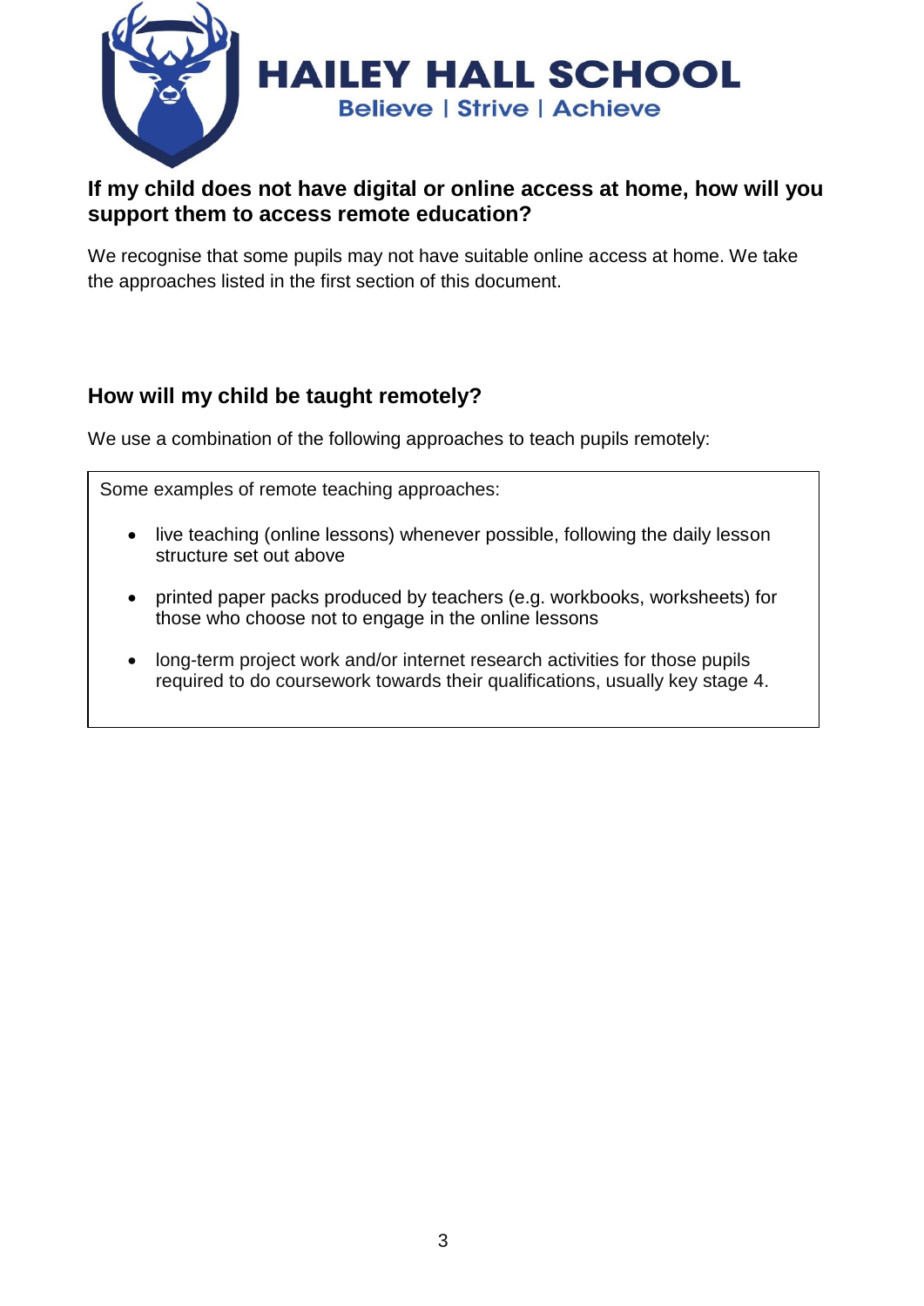HAILEY HALL SCHOOL

Believe | Strive | Achieve

### If my child does not have digital or online access at home, how will you support them to access remote education?

We recognise that some pupils may not have suitable online access at home. We take the approaches listed in the first section of this document.

### How will my child be taught remotely?

We use a combination of the following approaches to teach pupils remotely:

Some examples of remote teaching approaches:

- live teaching (online lessons) whenever possible, following the daily lesson structure set out above
- printed paper packs produced by teachers (e.g. workbooks, worksheets) for those who choose not to engage in the online lessons
- long-term project work and/or internet research activities for those pupils required to do coursework towards their qualifications, usually key stage 4.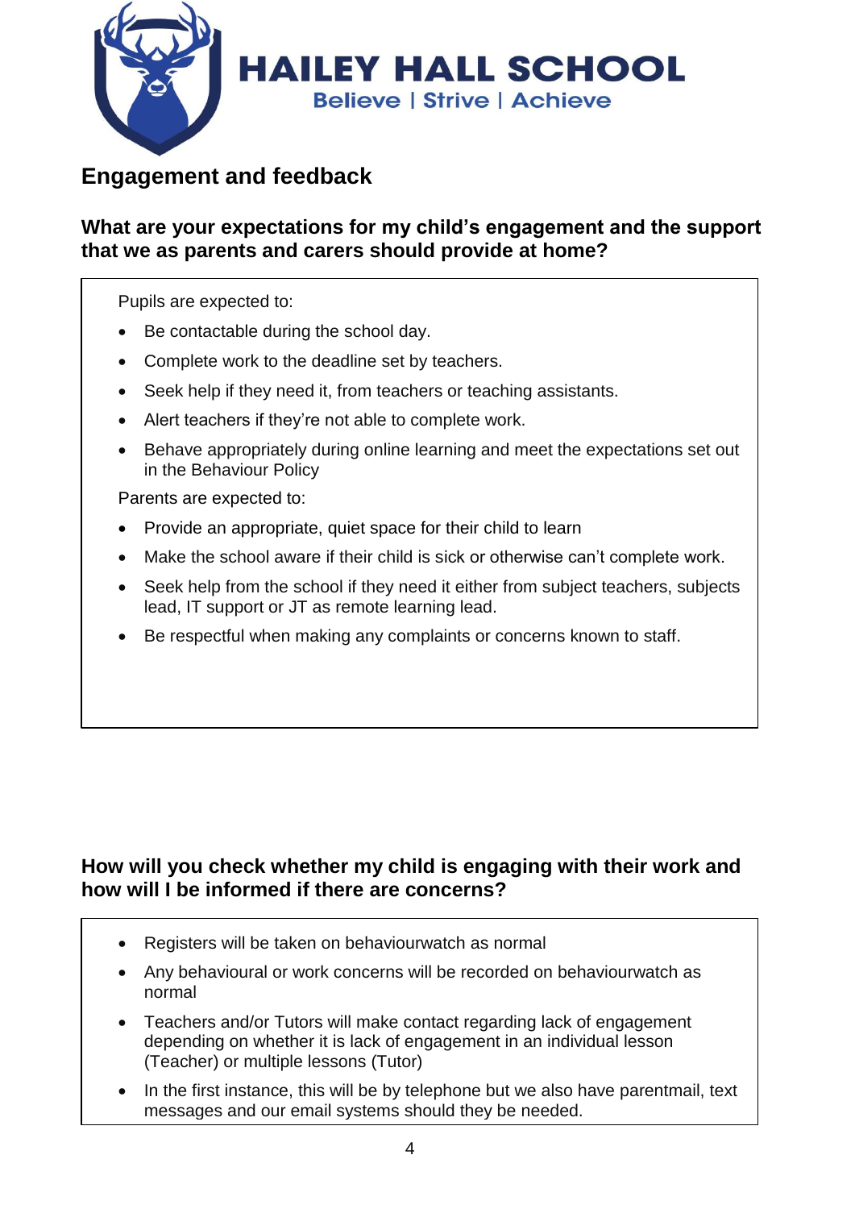# HAILEY HALL SCHOOL

Believe | Strive | Achieve

## Engagement and feedback

### What are your expectations for my child's engagement and the support that we as parents and carers should provide at home?

Pupils are expected to:

- Be contactable during the school day.
- Complete work to the deadline set by teachers.
- Seek help if they need it, from teachers or teaching assistants.
- Alert teachers if they're not able to complete work.
- Behave appropriately during online learning and meet the expectations set out in the Behaviour Policy

Parents are expected to:

- Provide an appropriate, quiet space for their child to learn
- Make the school aware if their child is sick or otherwise can't complete work.
- Seek help from the school if they need it either from subject teachers, subjects lead, IT support or JT as remote learning lead.
- Be respectful when making any complaints or concerns known to staff.

### How will you check whether my child is engaging with their work and how will I be informed if there are concerns?

- Registers will be taken on behaviourwatch as normal
- Any behavioural or work concerns will be recorded on behaviourwatch as normal
- Teachers and/or Tutors will make contact regarding lack of engagement depending on whether it is lack of engagement in an individual lesson (Teacher) or multiple lessons (Tutor)
- In the first instance, this will be by telephone but we also have parentmail, text messages and our email systems should they be needed.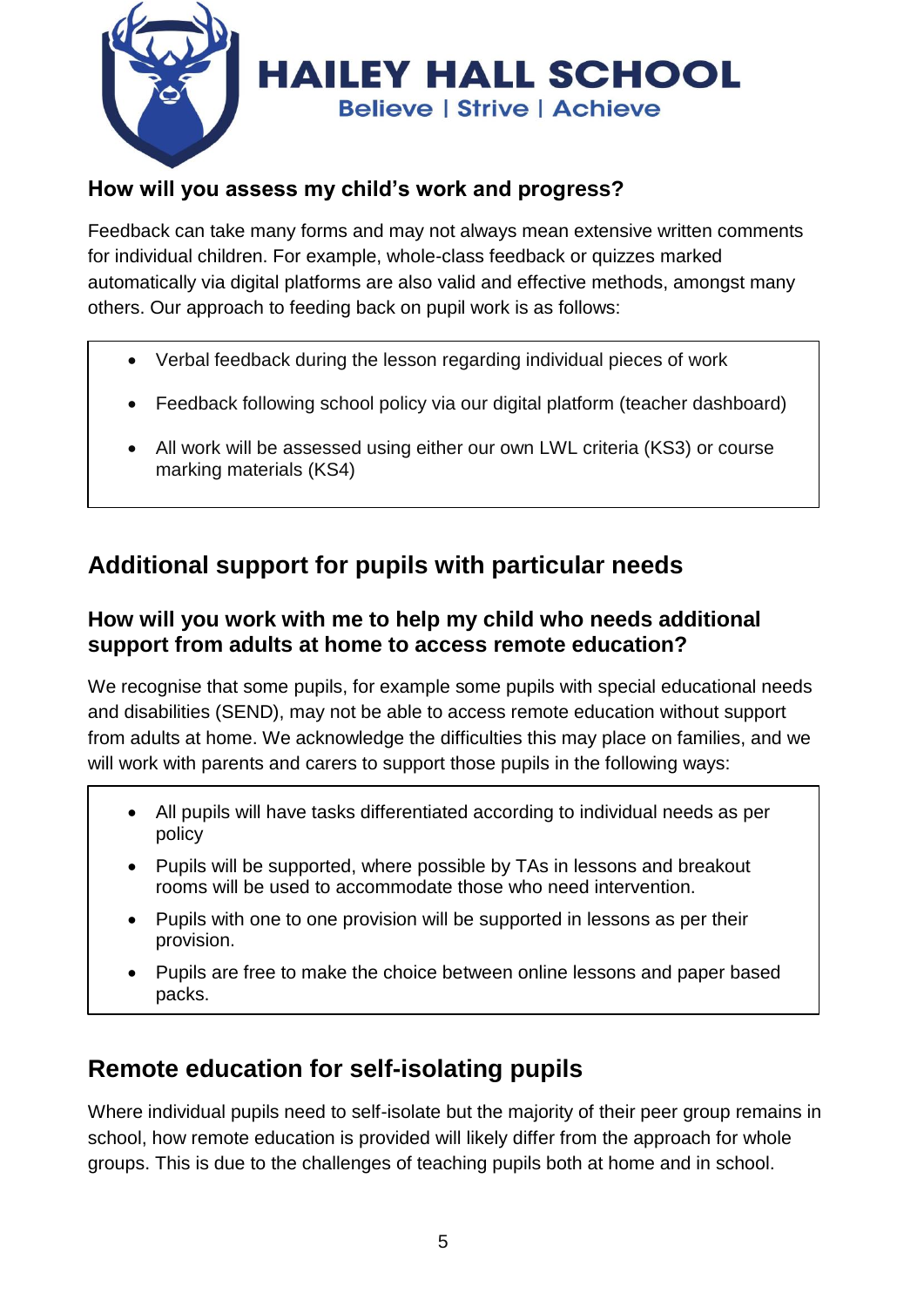### How will you assess my child's work and progress?

Feedback can take many forms and may not always mean extensive written comments for individual children. For example, whole-class feedback or quizzes marked automatically via digital platforms are also valid and effective methods, amongst many others. Our approach to feeding back on pupil work is as follows:

- Verbal feedback during the lesson regarding individual pieces of work
- Feedback following school policy via our digital platform (teacher dashboard)
- All work will be assessed using either our own LWL criteria (KS3) or course marking materials (KS4)

## Additional support for pupils with particular needs

### How will you work with me to help my child who needs additional support from adults at home to access remote education?

We recognise that some pupils, for example some pupils with special educational needs and disabilities (SEND), may not be able to access remote education without support from adults at home. We acknowledge the difficulties this may place on families, and we will work with parents and carers to support those pupils in the following ways:

- All pupils will have tasks differentiated according to individual needs as per policy
- Pupils will be supported, where possible by TAs in lessons and breakout rooms will be used to accommodate those who need intervention.
- Pupils with one to one provision will be supported in lessons as per their provision.
- Pupils are free to make the choice between online lessons and paper based packs.

## Remote education for self-isolating pupils

Where individual pupils need to self-isolate but the majority of their peer group remains in school, how remote education is provided will likely differ from the approach for whole groups. This is due to the challenges of teaching pupils both at home and in school.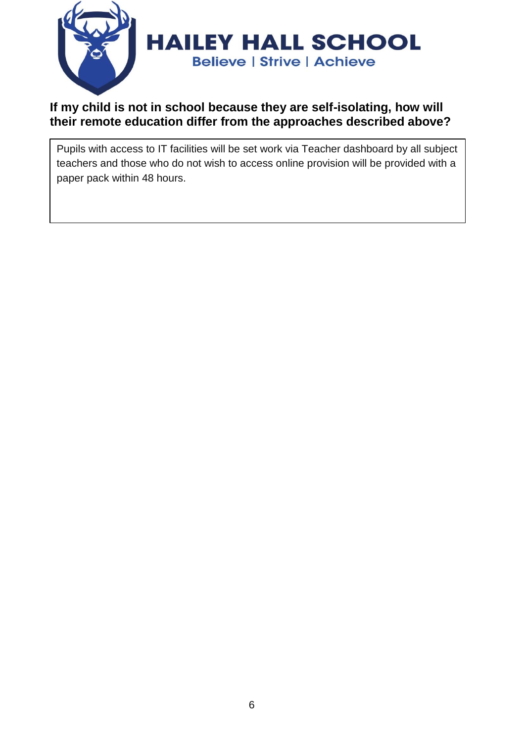**HAILEY HALL SCHOOL**

Believe | Strive | Achieve

**If my child is not in school because they are self-isolating, how will their remote education differ from the approaches described above?**

Pupils with access to IT facilities will be set work via Teacher dashboard by all subject teachers and those who do not wish to access online provision will be provided with a paper pack within 48 hours.